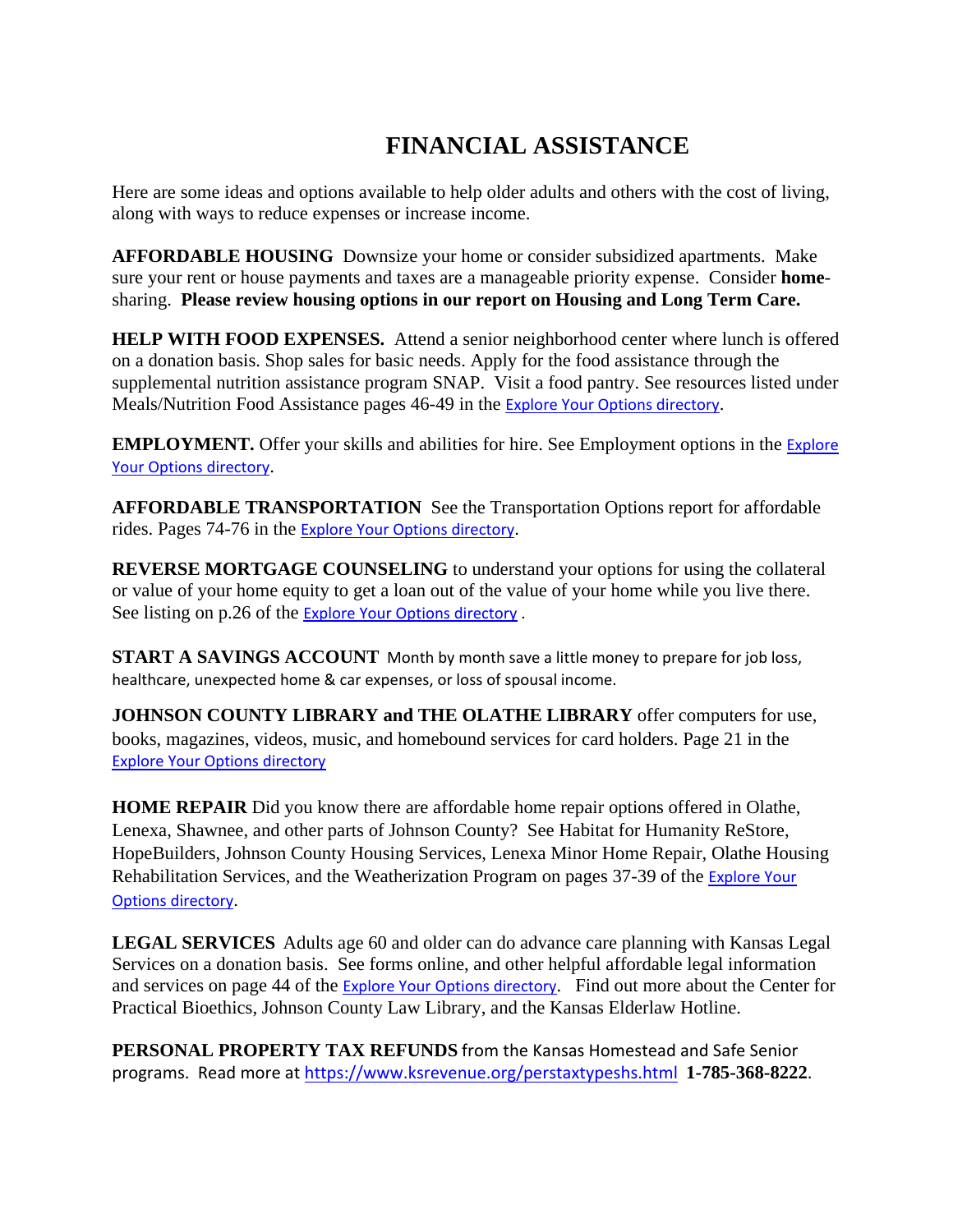# FINANCIAL ASSISTANCE

Here are some ideas and options available to help older adults and others with the cost of living, along with ways to reduce expenses or increase income.

**AFFORDABLE HOUSING** Downsize your home or consider subsidized apartments. Make sure your rent or house payments and taxes are a manageable priority expense. Consider **home**-sharing. **Please review housing options in our report on Housing and Long Term Care.**

**HELP WITH FOOD EXPENSES.** Attend a senior neighborhood center where lunch is offered on a donation basis. Shop sales for basic needs. Apply for the food assistance through the supplemental nutrition assistance program SNAP. Visit a food pantry. See resources listed under Meals/Nutrition Food Assistance pages 46-49 in the Explore Your Options directory.

**EMPLOYMENT.** Offer your skills and abilities for hire. See Employment options in the Explore Your Options directory.

**AFFORDABLE TRANSPORTATION** See the Transportation Options report for affordable rides. Pages 74-76 in the Explore Your Options directory.

**REVERSE MORTGAGE COUNSELING** to understand your options for using the collateral or value of your home equity to get a loan out of the value of your home while you live there. See listing on p.26 of the Explore Your Options directory .

**START A SAVINGS ACCOUNT** Month by month save a little money to prepare for job loss, healthcare, unexpected home & car expenses, or loss of spousal income.

**JOHNSON COUNTY LIBRARY and THE OLATHE LIBRARY** offer computers for use, books, magazines, videos, music, and homebound services for card holders. Page 21 in the Explore Your Options directory

**HOME REPAIR** Did you know there are affordable home repair options offered in Olathe, Lenexa, Shawnee, and other parts of Johnson County? See Habitat for Humanity ReStore, HopeBuilders, Johnson County Housing Services, Lenexa Minor Home Repair, Olathe Housing Rehabilitation Services, and the Weatherization Program on pages 37-39 of the Explore Your Options directory.

**LEGAL SERVICES** Adults age 60 and older can do advance care planning with Kansas Legal Services on a donation basis. See forms online, and other helpful affordable legal information and services on page 44 of the Explore Your Options directory. Find out more about the Center for Practical Bioethics, Johnson County Law Library, and the Kansas Elderlaw Hotline.

**PERSONAL PROPERTY TAX REFUNDS** from the Kansas Homestead and Safe Senior programs. Read more at https://www.ksrevenue.org/perstaxtypeshs.html **1-785-368-8222**.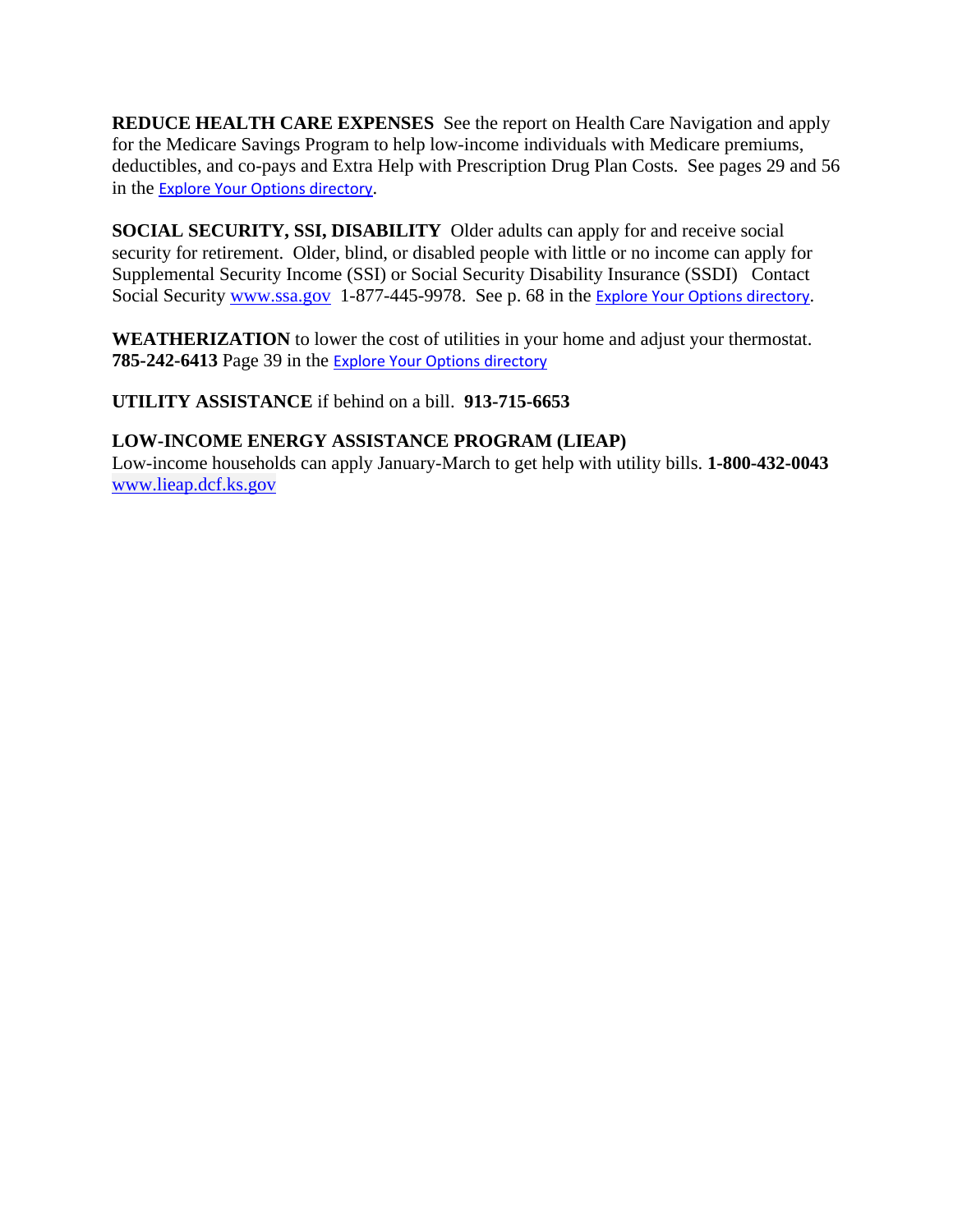**REDUCE HEALTH CARE EXPENSES** See the report on Health Care Navigation and apply for the Medicare Savings Program to help low-income individuals with Medicare premiums, deductibles, and co-pays and Extra Help with Prescription Drug Plan Costs. See pages 29 and 56 in the Explore Your Options directory.

**SOCIAL SECURITY, SSI, DISABILITY** Older adults can apply for and receive social security for retirement. Older, blind, or disabled people with little or no income can apply for Supplemental Security Income (SSI) or Social Security Disability Insurance (SSDI) Contact Social Security www.ssa.gov 1-877-445-9978. See p. 68 in the Explore Your Options directory.

**WEATHERIZATION** to lower the cost of utilities in your home and adjust your thermostat. **785-242-6413** Page 39 in the Explore Your Options directory

**UTILITY ASSISTANCE** if behind on a bill. **913-715-6653**

**LOW-INCOME ENERGY ASSISTANCE PROGRAM (LIEAP)**
Low-income households can apply January-March to get help with utility bills. **1-800-432-0043** www.lieap.dcf.ks.gov